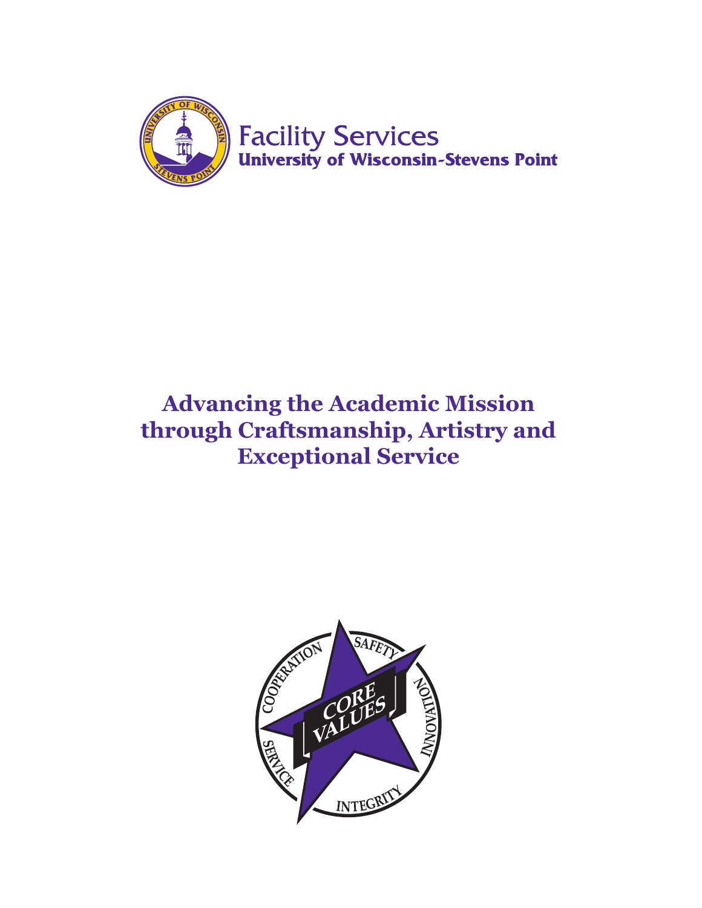Facility Services
**University of Wisconsin-Stevens Point**

# Advancing the Academic Mission through Craftsmanship, Artistry and Exceptional Service

CORE VALUES

COOPERATION · SAFETY · INNOVATION · INTEGRITY · SERVICE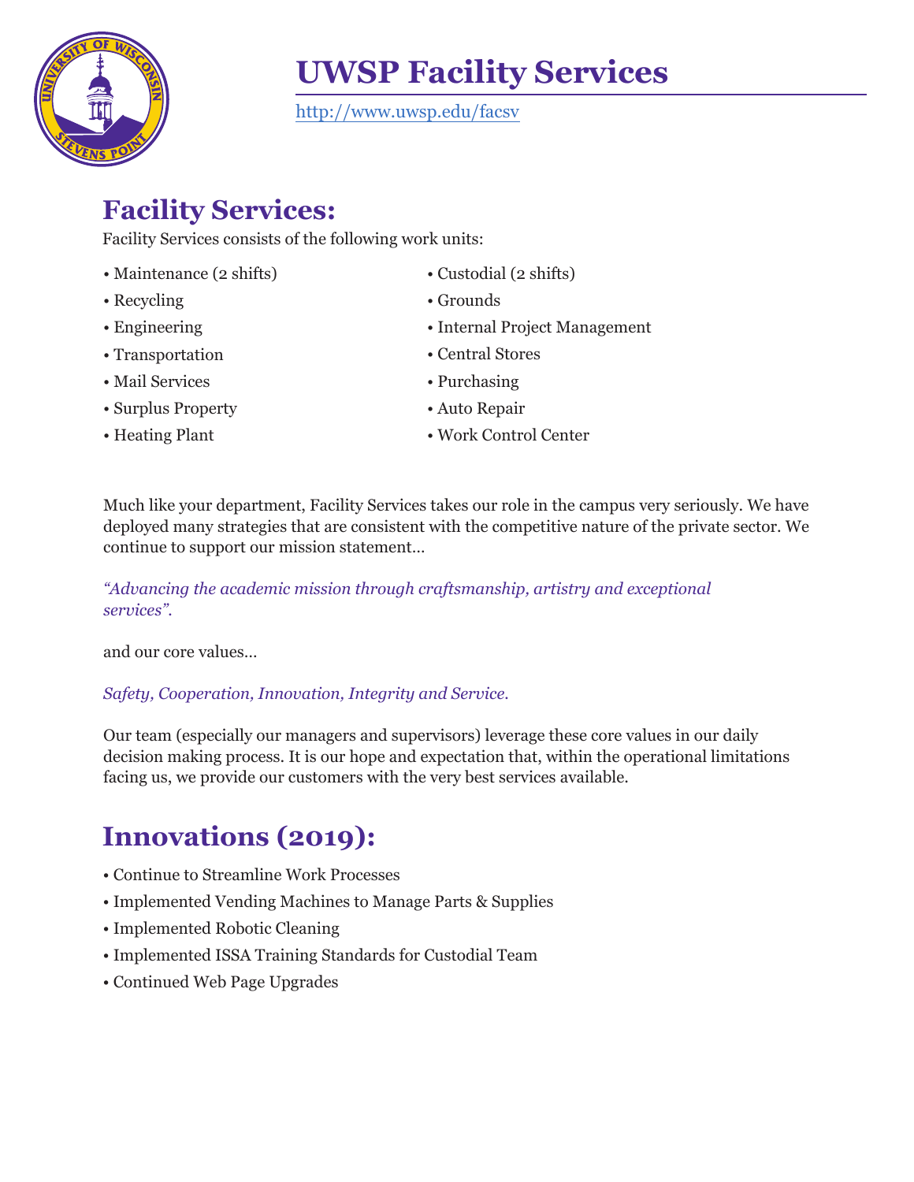# UWSP Facility Services

http://www.uwsp.edu/facsv

## Facility Services:

Facility Services consists of the following work units:

- Maintenance (2 shifts)
- Recycling
- Engineering
- Transportation
- Mail Services
- Surplus Property
- Heating Plant
- Custodial (2 shifts)
- Grounds
- Internal Project Management
- Central Stores
- Purchasing
- Auto Repair
- Work Control Center

Much like your department, Facility Services takes our role in the campus very seriously. We have deployed many strategies that are consistent with the competitive nature of the private sector. We continue to support our mission statement…

*"Advancing the academic mission through craftsmanship, artistry and exceptional services".*

and our core values…

*Safety, Cooperation, Innovation, Integrity and Service.*

Our team (especially our managers and supervisors) leverage these core values in our daily decision making process. It is our hope and expectation that, within the operational limitations facing us, we provide our customers with the very best services available.

## Innovations (2019):

- Continue to Streamline Work Processes
- Implemented Vending Machines to Manage Parts & Supplies
- Implemented Robotic Cleaning
- Implemented ISSA Training Standards for Custodial Team
- Continued Web Page Upgrades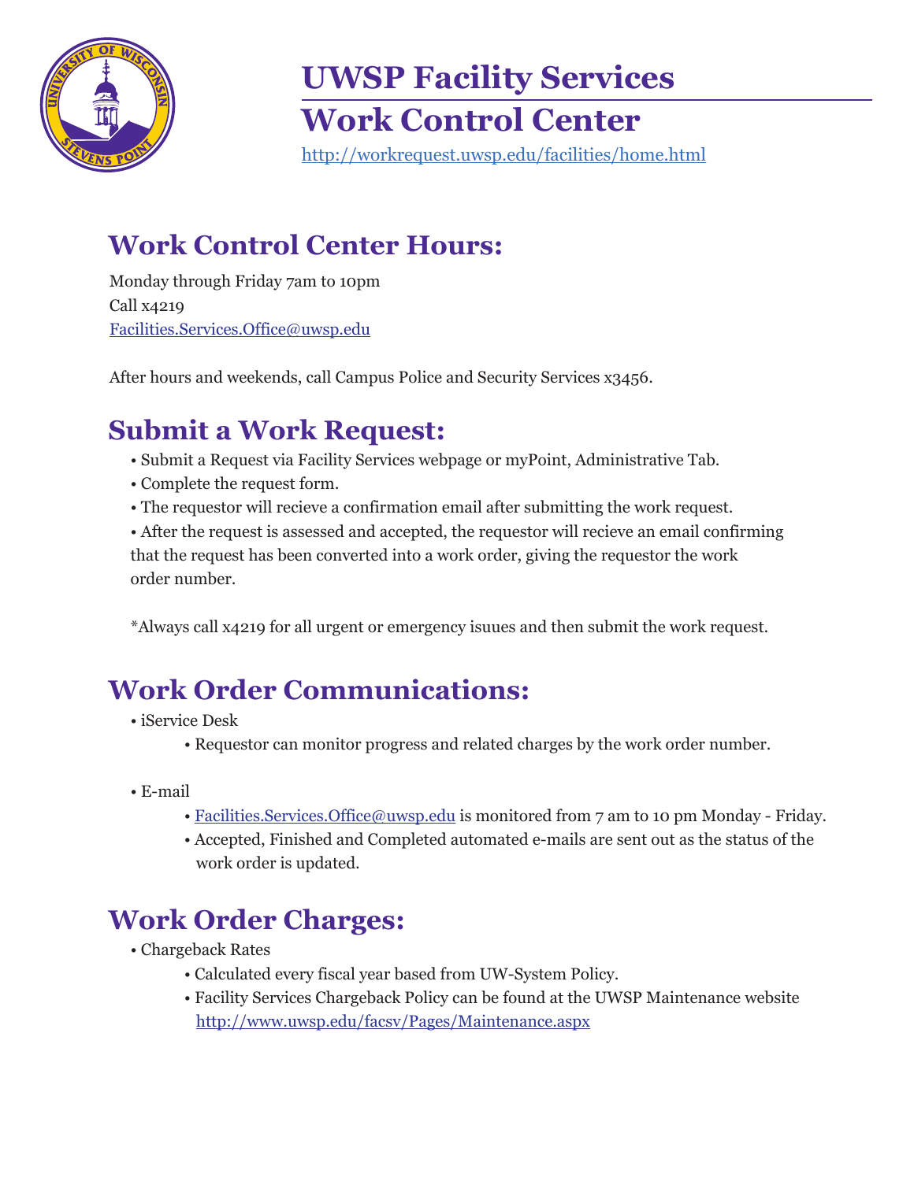# UWSP Facility Services

# Work Control Center

http://workrequest.uwsp.edu/facilities/home.html

## Work Control Center Hours:

Monday through Friday 7am to 10pm
Call x4219
Facilities.Services.Office@uwsp.edu

After hours and weekends, call Campus Police and Security Services x3456.

## Submit a Work Request:

- Submit a Request via Facility Services webpage or myPoint, Administrative Tab.
- Complete the request form.
- The requestor will recieve a confirmation email after submitting the work request.
- After the request is assessed and accepted, the requestor will recieve an email confirming that the request has been converted into a work order, giving the requestor the work order number.

*Always call x4219 for all urgent or emergency isuues and then submit the work request.

## Work Order Communications:

- iService Desk
  - Requestor can monitor progress and related charges by the work order number.
- E-mail
  - Facilities.Services.Office@uwsp.edu is monitored from 7 am to 10 pm Monday - Friday.
  - Accepted, Finished and Completed automated e-mails are sent out as the status of the work order is updated.

## Work Order Charges:

- Chargeback Rates
  - Calculated every fiscal year based from UW-System Policy.
  - Facility Services Chargeback Policy can be found at the UWSP Maintenance website http://www.uwsp.edu/facsv/Pages/Maintenance.aspx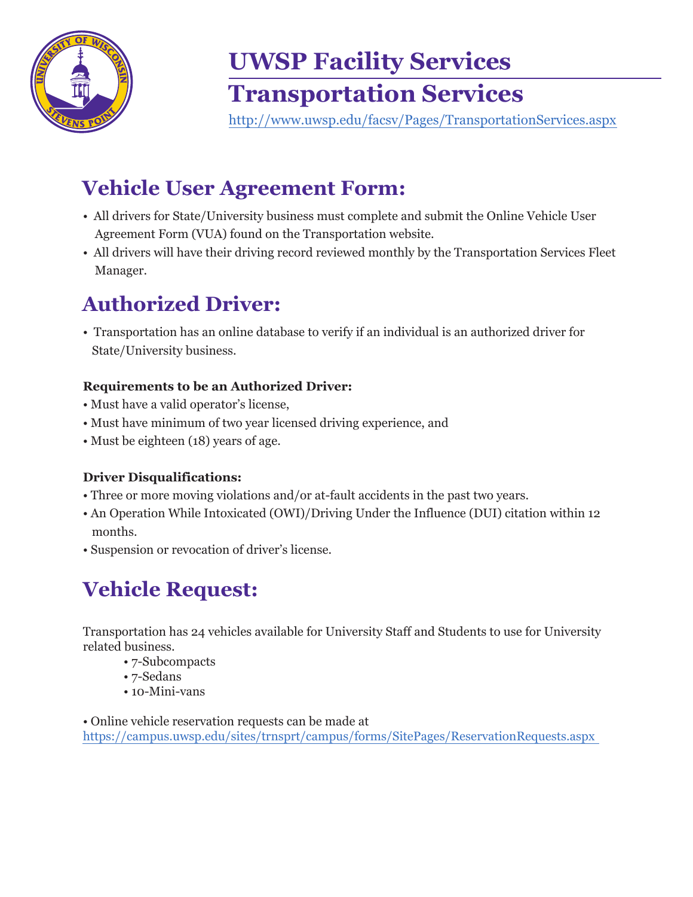# UWSP Facility Services

# Transportation Services

http://www.uwsp.edu/facsv/Pages/TransportationServices.aspx

## Vehicle User Agreement Form:

- All drivers for State/University business must complete and submit the Online Vehicle User Agreement Form (VUA) found on the Transportation website.
- All drivers will have their driving record reviewed monthly by the Transportation Services Fleet Manager.

## Authorized Driver:

- Transportation has an online database to verify if an individual is an authorized driver for State/University business.

**Requirements to be an Authorized Driver:**

- Must have a valid operator's license,
- Must have minimum of two year licensed driving experience, and
- Must be eighteen (18) years of age.

**Driver Disqualifications:**

- Three or more moving violations and/or at-fault accidents in the past two years.
- An Operation While Intoxicated (OWI)/Driving Under the Influence (DUI) citation within 12 months.
- Suspension or revocation of driver's license.

## Vehicle Request:

Transportation has 24 vehicles available for University Staff and Students to use for University related business.

- 7-Subcompacts
- 7-Sedans
- 10-Mini-vans

- Online vehicle reservation requests can be made at https://campus.uwsp.edu/sites/trnsprt/campus/forms/SitePages/ReservationRequests.aspx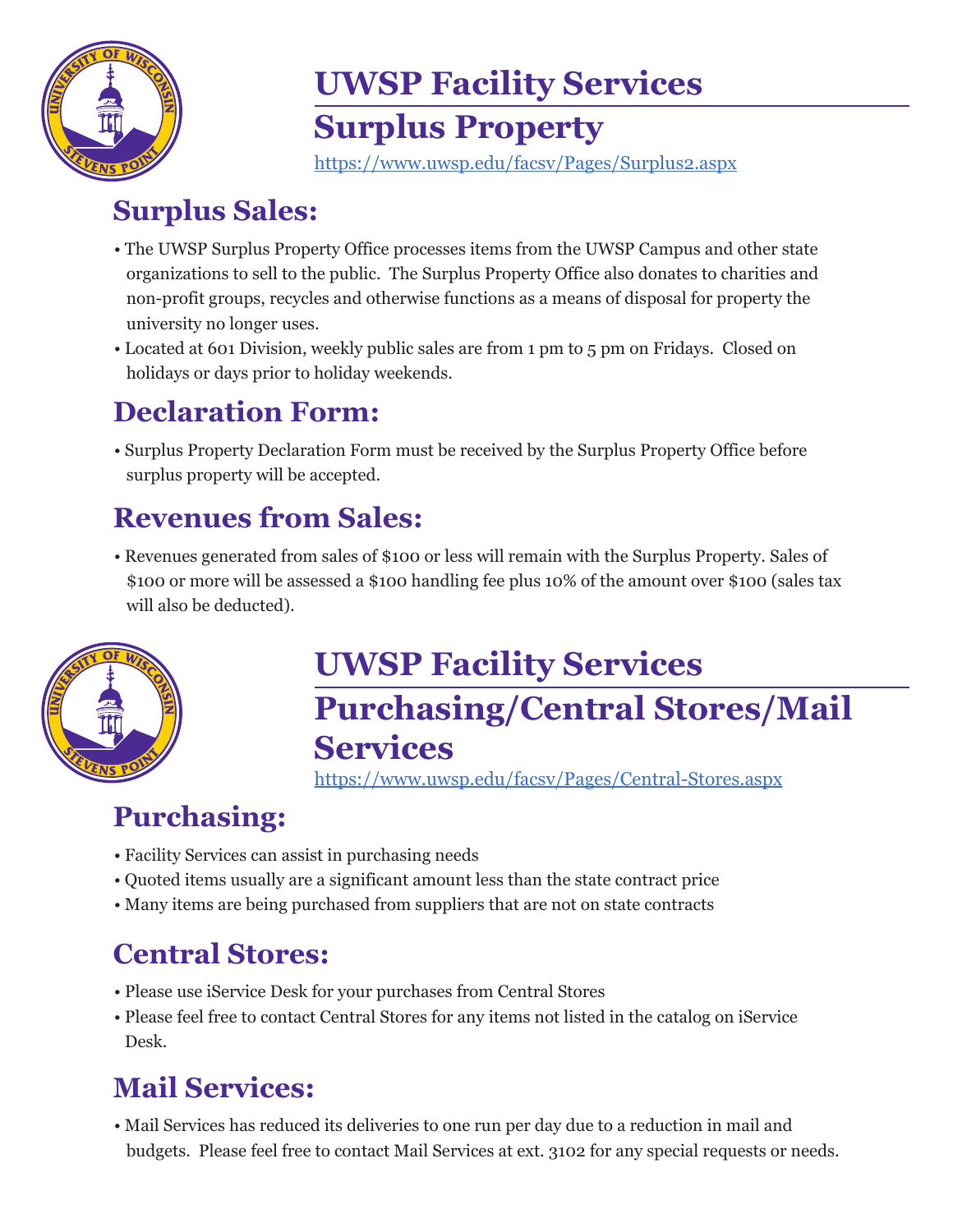# UWSP Facility Services

## Surplus Property

https://www.uwsp.edu/facsv/Pages/Surplus2.aspx

### Surplus Sales:

- The UWSP Surplus Property Office processes items from the UWSP Campus and other state organizations to sell to the public. The Surplus Property Office also donates to charities and non-profit groups, recycles and otherwise functions as a means of disposal for property the university no longer uses.
- Located at 601 Division, weekly public sales are from 1 pm to 5 pm on Fridays. Closed on holidays or days prior to holiday weekends.

### Declaration Form:

- Surplus Property Declaration Form must be received by the Surplus Property Office before surplus property will be accepted.

### Revenues from Sales:

- Revenues generated from sales of $100 or less will remain with the Surplus Property. Sales of $100 or more will be assessed a $100 handling fee plus 10% of the amount over $100 (sales tax will also be deducted).

# UWSP Facility Services

## Purchasing/Central Stores/Mail Services

https://www.uwsp.edu/facsv/Pages/Central-Stores.aspx

### Purchasing:

- Facility Services can assist in purchasing needs
- Quoted items usually are a significant amount less than the state contract price
- Many items are being purchased from suppliers that are not on state contracts

### Central Stores:

- Please use iService Desk for your purchases from Central Stores
- Please feel free to contact Central Stores for any items not listed in the catalog on iService Desk.

### Mail Services:

- Mail Services has reduced its deliveries to one run per day due to a reduction in mail and budgets. Please feel free to contact Mail Services at ext. 3102 for any special requests or needs.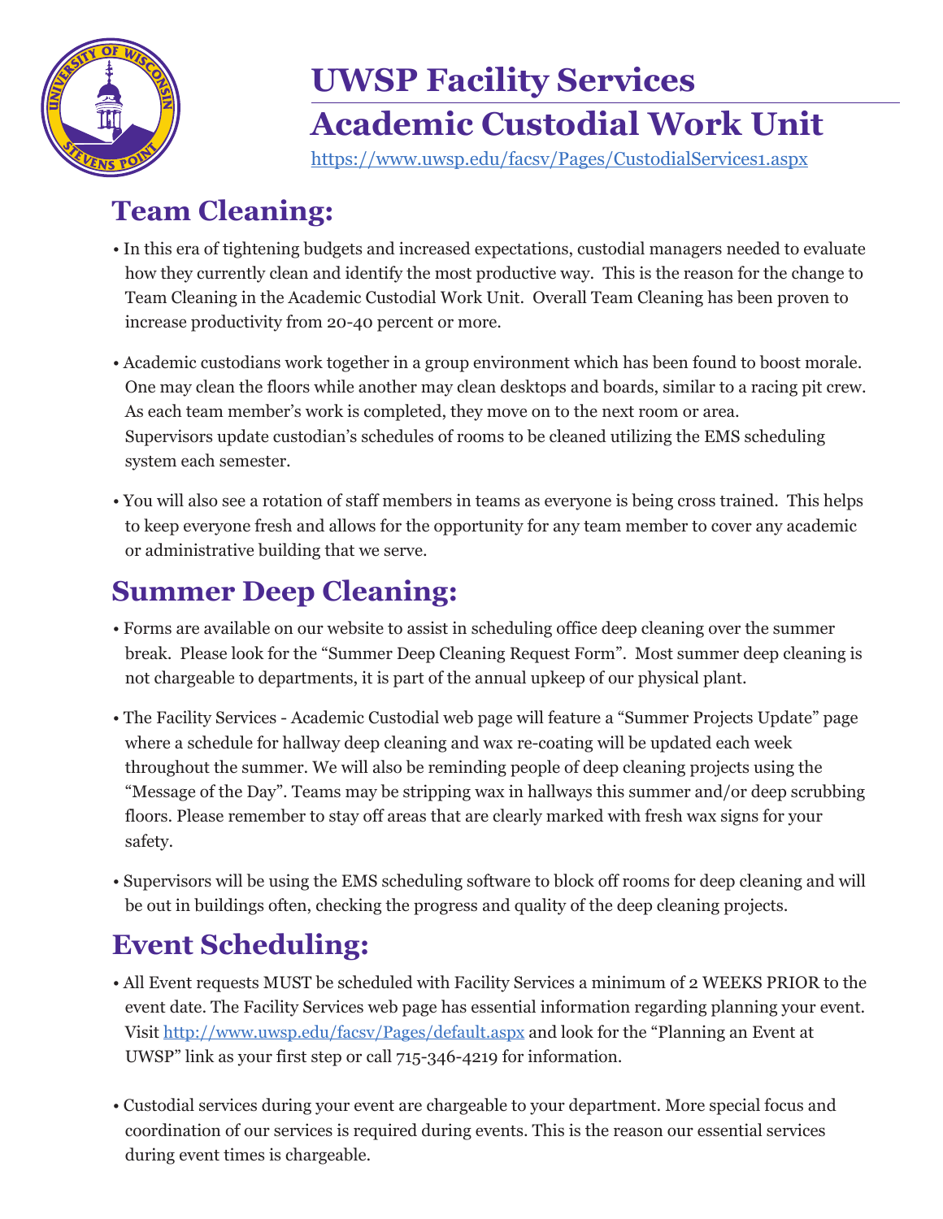# UWSP Facility Services

# Academic Custodial Work Unit

https://www.uwsp.edu/facsv/Pages/CustodialServices1.aspx

## Team Cleaning:

- In this era of tightening budgets and increased expectations, custodial managers needed to evaluate how they currently clean and identify the most productive way. This is the reason for the change to Team Cleaning in the Academic Custodial Work Unit. Overall Team Cleaning has been proven to increase productivity from 20-40 percent or more.
- Academic custodians work together in a group environment which has been found to boost morale. One may clean the floors while another may clean desktops and boards, similar to a racing pit crew. As each team member's work is completed, they move on to the next room or area. Supervisors update custodian's schedules of rooms to be cleaned utilizing the EMS scheduling system each semester.
- You will also see a rotation of staff members in teams as everyone is being cross trained. This helps to keep everyone fresh and allows for the opportunity for any team member to cover any academic or administrative building that we serve.

## Summer Deep Cleaning:

- Forms are available on our website to assist in scheduling office deep cleaning over the summer break. Please look for the "Summer Deep Cleaning Request Form". Most summer deep cleaning is not chargeable to departments, it is part of the annual upkeep of our physical plant.
- The Facility Services - Academic Custodial web page will feature a "Summer Projects Update" page where a schedule for hallway deep cleaning and wax re-coating will be updated each week throughout the summer. We will also be reminding people of deep cleaning projects using the "Message of the Day". Teams may be stripping wax in hallways this summer and/or deep scrubbing floors. Please remember to stay off areas that are clearly marked with fresh wax signs for your safety.
- Supervisors will be using the EMS scheduling software to block off rooms for deep cleaning and will be out in buildings often, checking the progress and quality of the deep cleaning projects.

## Event Scheduling:

- All Event requests MUST be scheduled with Facility Services a minimum of 2 WEEKS PRIOR to the event date. The Facility Services web page has essential information regarding planning your event. Visit http://www.uwsp.edu/facsv/Pages/default.aspx and look for the "Planning an Event at UWSP" link as your first step or call 715-346-4219 for information.
- Custodial services during your event are chargeable to your department. More special focus and coordination of our services is required during events. This is the reason our essential services during event times is chargeable.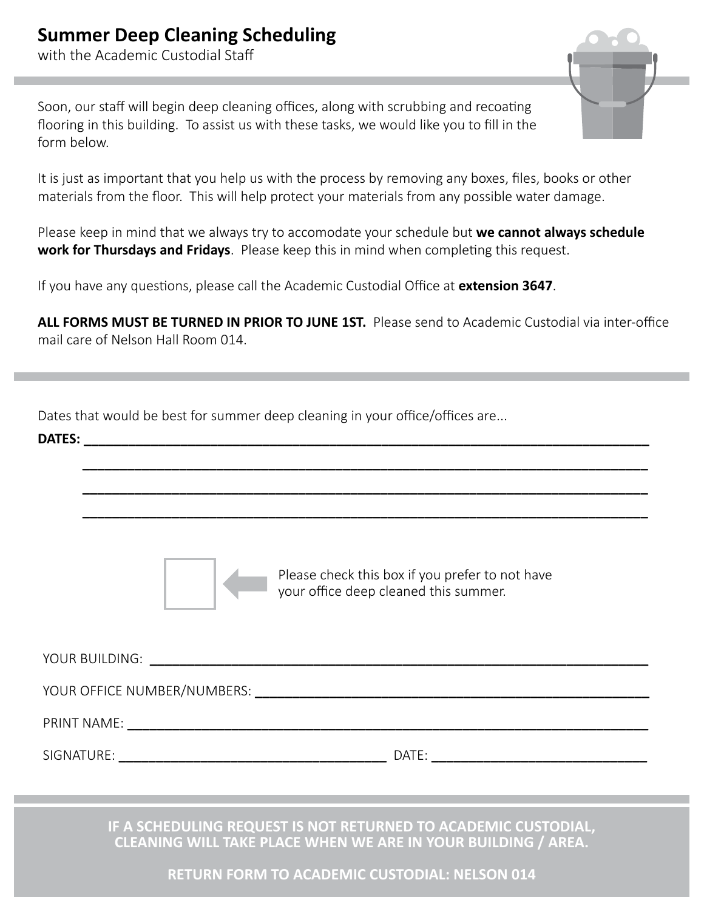# Summary Deep Cleaning Scheduling

with the Academic Custodial Staff

Soon, our staff will begin deep cleaning offices, along with scrubbing and recoating flooring in this building. To assist us with these tasks, we would like you to fill in the form below.

It is just as important that you help us with the process by removing any boxes, files, books or other materials from the floor. This will help protect your materials from any possible water damage.

Please keep in mind that we always try to accomodate your schedule but **we cannot always schedule work for Thursdays and Fridays**. Please keep this in mind when completing this request.

If you have any questions, please call the Academic Custodial Office at **extension 3647**.

**ALL FORMS MUST BE TURNED IN PRIOR TO JUNE 1ST.** Please send to Academic Custodial via inter-office mail care of Nelson Hall Room 014.

---

Dates that would be best for summer deep cleaning in your office/offices are...

**DATES:** ______________________________________________

______________________________________________

______________________________________________

______________________________________________

☐ Please check this box if you prefer to not have your office deep cleaned this summer.

YOUR BUILDING: ______________________________________________

YOUR OFFICE NUMBER/NUMBERS: ______________________________________________

PRINT NAME: ______________________________________________

SIGNATURE: ______________________ DATE: ______________________

---

**IF A SCHEDULING REQUEST IS NOT RETURNED TO ACADEMIC CUSTODIAL, CLEANING WILL TAKE PLACE WHEN WE ARE IN YOUR BUILDING / AREA.**

**RETURN FORM TO ACADEMIC CUSTODIAL: NELSON 014**

# Summer Deep Cleaning Scheduling

with the Academic Custodial Staff

Soon, our staff will begin deep cleaning offices, along with scrubbing and recoating flooring in this building. To assist us with these tasks, we would like you to fill in the form below.

It is just as important that you help us with the process by removing any boxes, files, books or other materials from the floor. This will help protect your materials from any possible water damage.

Please keep in mind that we always try to accomodate your schedule but **we cannot always schedule work for Thursdays and Fridays**. Please keep this in mind when completing this request.

If you have any questions, please call the Academic Custodial Office at **extension 3647**.

**ALL FORMS MUST BE TURNED IN PRIOR TO JUNE 1ST.** Please send to Academic Custodial via inter-office mail care of Nelson Hall Room 014.

---

Dates that would be best for summer deep cleaning in your office/offices are...

**DATES:** ______________________________________________

______________________________________________

______________________________________________

______________________________________________

☐ Please check this box if you prefer to not have your office deep cleaned this summer.

YOUR BUILDING: ______________________________________________

YOUR OFFICE NUMBER/NUMBERS: ______________________________________________

PRINT NAME: ______________________________________________

SIGNATURE: ______________________ DATE: ______________________

---

**IF A SCHEDULING REQUEST IS NOT RETURNED TO ACADEMIC CUSTODIAL, CLEANING WILL TAKE PLACE WHEN WE ARE IN YOUR BUILDING / AREA.**

**RETURN FORM TO ACADEMIC CUSTODIAL: NELSON 014**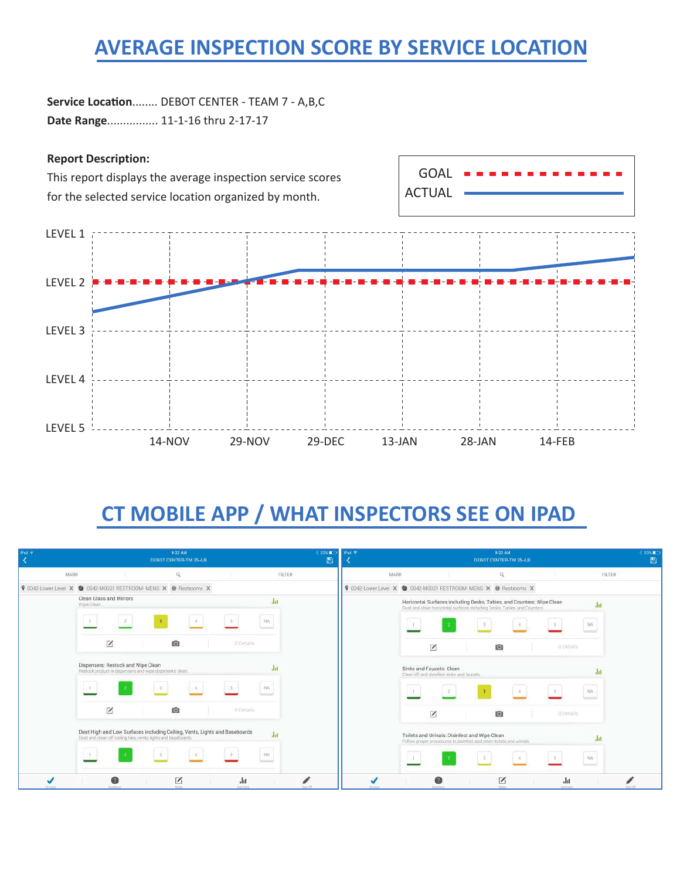# AVERAGE INSPECTION SCORE BY SERVICE LOCATION

**Service Location**........ DEBOT CENTER - TEAM 7 - A,B,C

**Date Range**................ 11-1-16 thru 2-17-17

**Report Description:**

This report displays the average inspection service scores for the selected service location organized by month.

GOAL

ACTUAL

LEVEL 1

LEVEL 2

LEVEL 3

LEVEL 4

LEVEL 5

14-NOV 29-NOV 29-DEC 13-JAN 28-JAN 14-FEB

# CT MOBILE APP / WHAT INSPECTORS SEE ON IPAD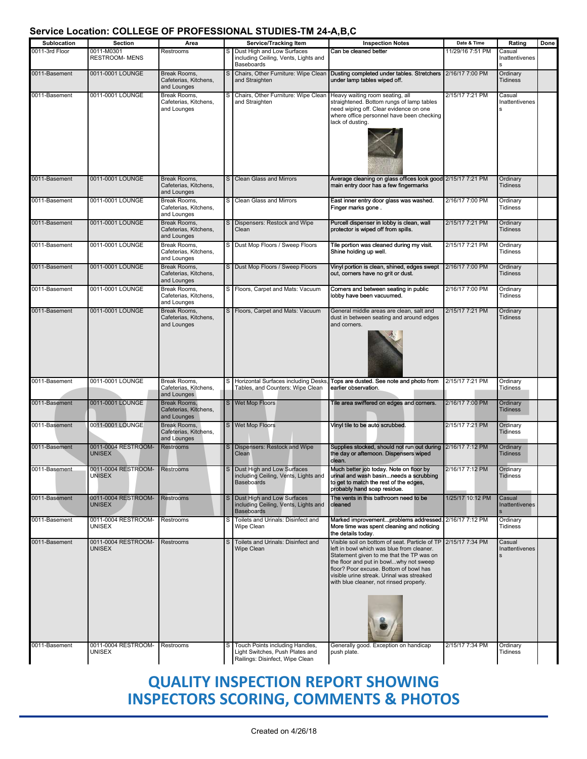## Service Location: COLLEGE OF PROFESSIONAL STUDIES-TM 24-A,B,C

| Sublocation | Section | Area | | Service/Tracking Item | Inspection Notes | Date & Time | Rating | Done |
|---|---|---|---|---|---|---|---|---|
| 0011-3rd Floor | 0011-M0301 RESTROOM- MENS | Restrooms | S | Dust High and Low Surfaces including Ceiling, Vents, Lights and Baseboards | Can be cleaned better | 11/29/16 7:51 PM | Casual Inattentivenes s | |
| 0011-Basement | 0011-0001 LOUNGE | Break Rooms, Cafeterias, Kitchens, and Lounges | S | Chairs, Other Furniture: Wipe Clean and Straighten | Dusting completed under tables. Stretchers under lamp tables wiped off. | 2/16/17 7:00 PM | Ordinary Tidiness | |
| 0011-Basement | 0011-0001 LOUNGE | Break Rooms, Cafeterias, Kitchens, and Lounges | S | Chairs, Other Furniture: Wipe Clean and Straighten | Heavy waiting room seating, all straightened. Bottom rungs of lamp tables need wiping off. Clear evidence on one where office personnel have been checking lack of dusting. | 2/15/17 7:21 PM | Casual Inattentivenes s | |
| 0011-Basement | 0011-0001 LOUNGE | Break Rooms, Cafeterias, Kitchens, and Lounges | S | Clean Glass and Mirrors | Average cleaning on glass offices look good main entry door has a few fingermarks | 2/15/17 7:21 PM | Ordinary Tidiness | |
| 0011-Basement | 0011-0001 LOUNGE | Break Rooms, Cafeterias, Kitchens, and Lounges | S | Clean Glass and Mirrors | East inner entry door glass was washed. Finger marks gone . | 2/16/17 7:00 PM | Ordinary Tidiness | |
| 0011-Basement | 0011-0001 LOUNGE | Break Rooms, Cafeterias, Kitchens, and Lounges | S | Dispensers: Restock and Wipe Clean | Purcell dispenser in lobby is clean, wall protector is wiped off from spills. | 2/15/17 7:21 PM | Ordinary Tidiness | |
| 0011-Basement | 0011-0001 LOUNGE | Break Rooms, Cafeterias, Kitchens, and Lounges | S | Dust Mop Floors / Sweep Floors | Tile portion was cleaned during my visit. Shine holding up well. | 2/15/17 7:21 PM | Ordinary Tidiness | |
| 0011-Basement | 0011-0001 LOUNGE | Break Rooms, Cafeterias, Kitchens, and Lounges | S | Dust Mop Floors / Sweep Floors | Vinyl portion is clean, shined, edges swept out, corners have no grit or dust. | 2/16/17 7:00 PM | Ordinary Tidiness | |
| 0011-Basement | 0011-0001 LOUNGE | Break Rooms, Cafeterias, Kitchens, and Lounges | S | Floors, Carpet and Mats: Vacuum | Corners and between seating in public lobby have been vacuumed. | 2/16/17 7:00 PM | Ordinary Tidiness | |
| 0011-Basement | 0011-0001 LOUNGE | Break Rooms, Cafeterias, Kitchens, and Lounges | S | Floors, Carpet and Mats: Vacuum | General middle areas are clean, salt and dust in between seating and around edges and corners. | 2/15/17 7:21 PM | Ordinary Tidiness | |
| 0011-Basement | 0011-0001 LOUNGE | Break Rooms, Cafeterias, Kitchens, and Lounges | S | Horizontal Surfaces including Desks, Tables, and Counters: Wipe Clean | Tops are dusted. See note and photo from earlier observation. | 2/15/17 7:21 PM | Ordinary Tidiness | |
| 0011-Basement | 0011-0001 LOUNGE | Break Rooms, Cafeterias, Kitchens, and Lounges | S | Wet Mop Floors | Tile area swiffered on edges and corners. | 2/16/17 7:00 PM | Ordinary Tidiness | |
| 0011-Basement | 0011-0001 LOUNGE | Break Rooms, Cafeterias, Kitchens, and Lounges | S | Wet Mop Floors | Vinyl tile to be auto scrubbed. | 2/15/17 7:21 PM | Ordinary Tidiness | |
| 0011-Basement | 0011-0004 RESTROOM- UNISEX | Restrooms | S | Dispensers: Restock and Wipe Clean | Supplies stocked, should not run out during the day or afternoon. Dispensers wiped clean. | 2/16/17 7:12 PM | Ordinary Tidiness | |
| 0011-Basement | 0011-0004 RESTROOM- UNISEX | Restrooms | S | Dust High and Low Surfaces including Ceiling, Vents, Lights and Baseboards | Much better job today. Note on floor by urinal and wash basin...needs a scrubbing to get to match the rest of the edges, probably hand soap residue. | 2/16/17 7:12 PM | Ordinary Tidiness | |
| 0011-Basement | 0011-0004 RESTROOM- UNISEX | Restrooms | S | Dust High and Low Surfaces including Ceiling, Vents, Lights and Baseboards | The vents in this bathroom need to be cleaned | 1/25/17 10:12 PM | Casual Inattentivenes s | |
| 0011-Basement | 0011-0004 RESTROOM- UNISEX | Restrooms | S | Toilets and Urinals: Disinfect and Wipe Clean | Marked improvement...problems addressed. More time was spent cleaning and noticing the details today. | 2/16/17 7:12 PM | Ordinary Tidiness | |
| 0011-Basement | 0011-0004 RESTROOM- UNISEX | Restrooms | S | Toilets and Urinals: Disinfect and Wipe Clean | Visible soil on bottom of seat. Particle of TP left in bowl which was blue from cleaner. Statement given to me that the TP was on the floor and put in bowl...why not sweep floor? Poor excuse. Bottom of bowl has visible urine streak. Urinal was streaked with blue cleaner, not rinsed properly. | 2/15/17 7:34 PM | Casual Inattentivenes s | |
| 0011-Basement | 0011-0004 RESTROOM- UNISEX | Restrooms | S | Touch Points including Handles, Light Switches, Push Plates and Railings: Disinfect, Wipe Clean | Generally good. Exception on handicap push plate. | 2/15/17 7:34 PM | Ordinary Tidiness | |

## QUALITY INSPECTION REPORT SHOWING INSPECTORS SCORING, COMMENTS & PHOTOS

Created on 4/26/18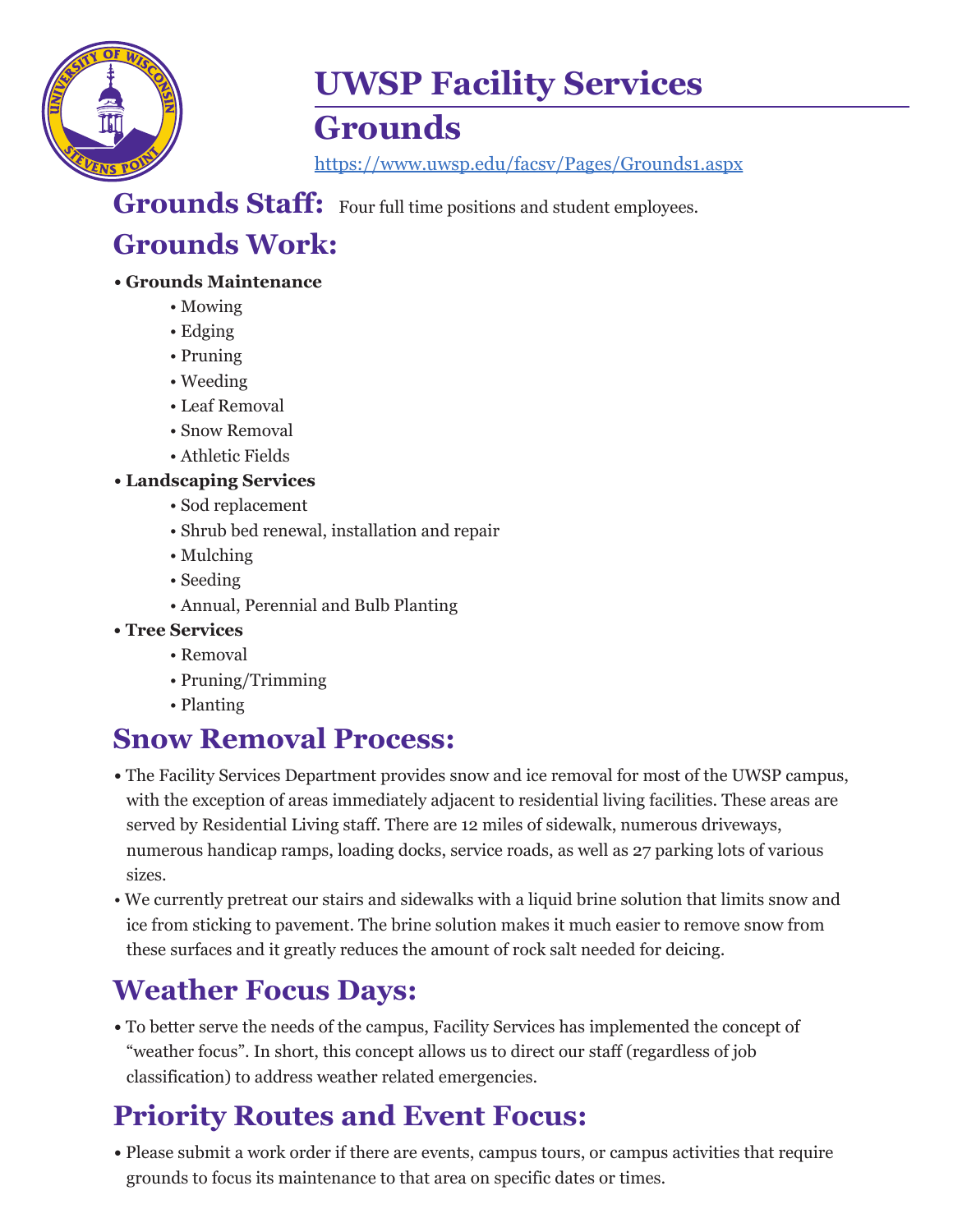# UWSP Facility Services

## Grounds

https://www.uwsp.edu/facsv/Pages/Grounds1.aspx

## Grounds Staff:

Four full time positions and student employees.

## Grounds Work:

- **Grounds Maintenance**
    - Mowing
    - Edging
    - Pruning
    - Weeding
    - Leaf Removal
    - Snow Removal
    - Athletic Fields
- **Landscaping Services**
    - Sod replacement
    - Shrub bed renewal, installation and repair
    - Mulching
    - Seeding
    - Annual, Perennial and Bulb Planting
- **Tree Services**
    - Removal
    - Pruning/Trimming
    - Planting

## Snow Removal Process:

- The Facility Services Department provides snow and ice removal for most of the UWSP campus, with the exception of areas immediately adjacent to residential living facilities. These areas are served by Residential Living staff. There are 12 miles of sidewalk, numerous driveways, numerous handicap ramps, loading docks, service roads, as well as 27 parking lots of various sizes.
- We currently pretreat our stairs and sidewalks with a liquid brine solution that limits snow and ice from sticking to pavement. The brine solution makes it much easier to remove snow from these surfaces and it greatly reduces the amount of rock salt needed for deicing.

## Weather Focus Days:

- To better serve the needs of the campus, Facility Services has implemented the concept of "weather focus". In short, this concept allows us to direct our staff (regardless of job classification) to address weather related emergencies.

## Priority Routes and Event Focus:

- Please submit a work order if there are events, campus tours, or campus activities that require grounds to focus its maintenance to that area on specific dates or times.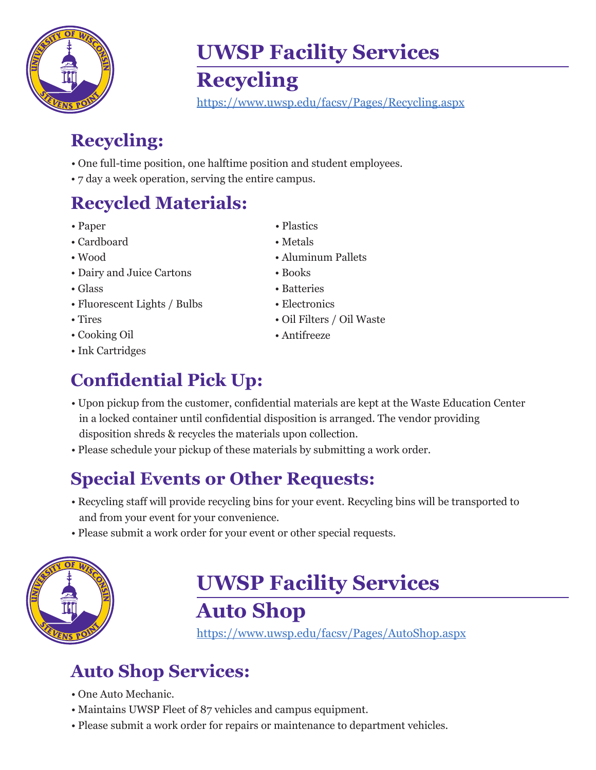# UWSP Facility Services

## Recycling

https://www.uwsp.edu/facsv/Pages/Recycling.aspx

### Recycling:

- One full-time position, one halftime position and student employees.
- 7 day a week operation, serving the entire campus.

### Recycled Materials:

- Paper
- Cardboard
- Wood
- Dairy and Juice Cartons
- Glass
- Fluorescent Lights / Bulbs
- Tires
- Cooking Oil
- Ink Cartridges
- Plastics
- Metals
- Aluminum Pallets
- Books
- Batteries
- Electronics
- Oil Filters / Oil Waste
- Antifreeze

### Confidential Pick Up:

- Upon pickup from the customer, confidential materials are kept at the Waste Education Center in a locked container until confidential disposition is arranged. The vendor providing disposition shreds & recycles the materials upon collection.
- Please schedule your pickup of these materials by submitting a work order.

### Special Events or Other Requests:

- Recycling staff will provide recycling bins for your event. Recycling bins will be transported to and from your event for your convenience.
- Please submit a work order for your event or other special requests.

# UWSP Facility Services

## Auto Shop

https://www.uwsp.edu/facsv/Pages/AutoShop.aspx

### Auto Shop Services:

- One Auto Mechanic.
- Maintains UWSP Fleet of 87 vehicles and campus equipment.
- Please submit a work order for repairs or maintenance to department vehicles.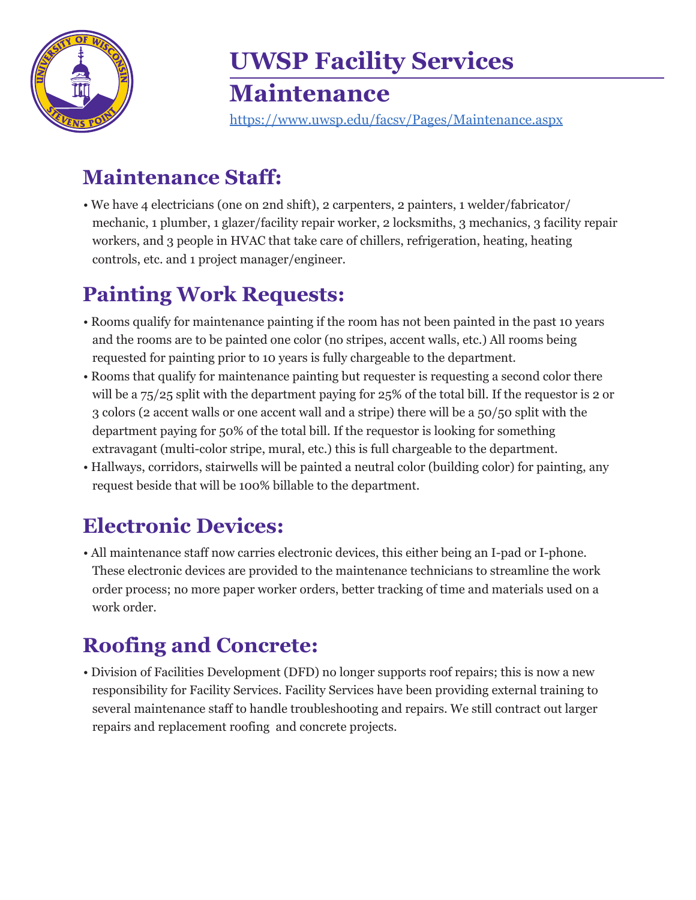# UWSP Facility Services

## Maintenance

https://www.uwsp.edu/facsv/Pages/Maintenance.aspx

## Maintenance Staff:

- We have 4 electricians (one on 2nd shift), 2 carpenters, 2 painters, 1 welder/fabricator/ mechanic, 1 plumber, 1 glazer/facility repair worker, 2 locksmiths, 3 mechanics, 3 facility repair workers, and 3 people in HVAC that take care of chillers, refrigeration, heating, heating controls, etc. and 1 project manager/engineer.

## Painting Work Requests:

- Rooms qualify for maintenance painting if the room has not been painted in the past 10 years and the rooms are to be painted one color (no stripes, accent walls, etc.) All rooms being requested for painting prior to 10 years is fully chargeable to the department.
- Rooms that qualify for maintenance painting but requester is requesting a second color there will be a 75/25 split with the department paying for 25% of the total bill. If the requestor is 2 or 3 colors (2 accent walls or one accent wall and a stripe) there will be a 50/50 split with the department paying for 50% of the total bill. If the requestor is looking for something extravagant (multi-color stripe, mural, etc.) this is full chargeable to the department.
- Hallways, corridors, stairwells will be painted a neutral color (building color) for painting, any request beside that will be 100% billable to the department.

## Electronic Devices:

- All maintenance staff now carries electronic devices, this either being an I-pad or I-phone. These electronic devices are provided to the maintenance technicians to streamline the work order process; no more paper worker orders, better tracking of time and materials used on a work order.

## Roofing and Concrete:

- Division of Facilities Development (DFD) no longer supports roof repairs; this is now a new responsibility for Facility Services. Facility Services have been providing external training to several maintenance staff to handle troubleshooting and repairs. We still contract out larger repairs and replacement roofing and concrete projects.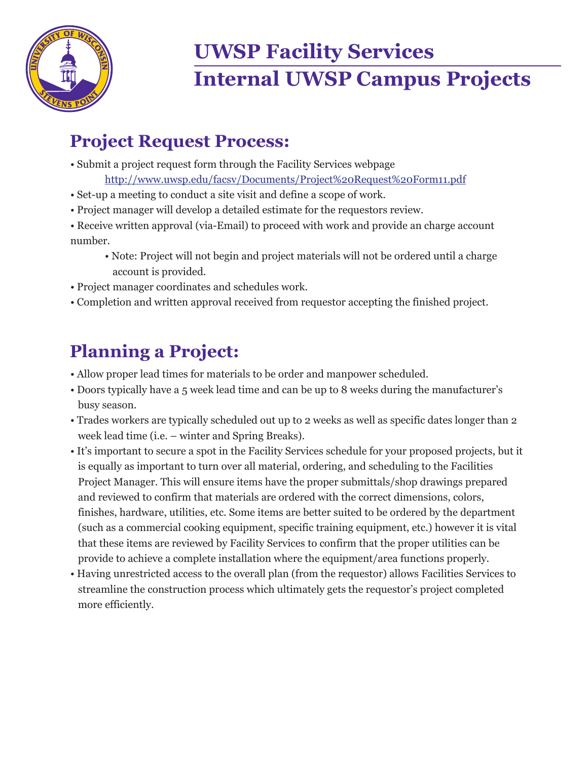# UWSP Facility Services
# Internal UWSP Campus Projects

## Project Request Process:

- Submit a project request form through the Facility Services webpage
  http://www.uwsp.edu/facsv/Documents/Project%20Request%20Form11.pdf
- Set-up a meeting to conduct a site visit and define a scope of work.
- Project manager will develop a detailed estimate for the requestors review.
- Receive written approval (via-Email) to proceed with work and provide an charge account number.
  - Note: Project will not begin and project materials will not be ordered until a charge account is provided.
- Project manager coordinates and schedules work.
- Completion and written approval received from requestor accepting the finished project.

## Planning a Project:

- Allow proper lead times for materials to be order and manpower scheduled.
- Doors typically have a 5 week lead time and can be up to 8 weeks during the manufacturer's busy season.
- Trades workers are typically scheduled out up to 2 weeks as well as specific dates longer than 2 week lead time (i.e. – winter and Spring Breaks).
- It's important to secure a spot in the Facility Services schedule for your proposed projects, but it is equally as important to turn over all material, ordering, and scheduling to the Facilities Project Manager. This will ensure items have the proper submittals/shop drawings prepared and reviewed to confirm that materials are ordered with the correct dimensions, colors, finishes, hardware, utilities, etc. Some items are better suited to be ordered by the department (such as a commercial cooking equipment, specific training equipment, etc.) however it is vital that these items are reviewed by Facility Services to confirm that the proper utilities can be provide to achieve a complete installation where the equipment/area functions properly.
- Having unrestricted access to the overall plan (from the requestor) allows Facilities Services to streamline the construction process which ultimately gets the requestor's project completed more efficiently.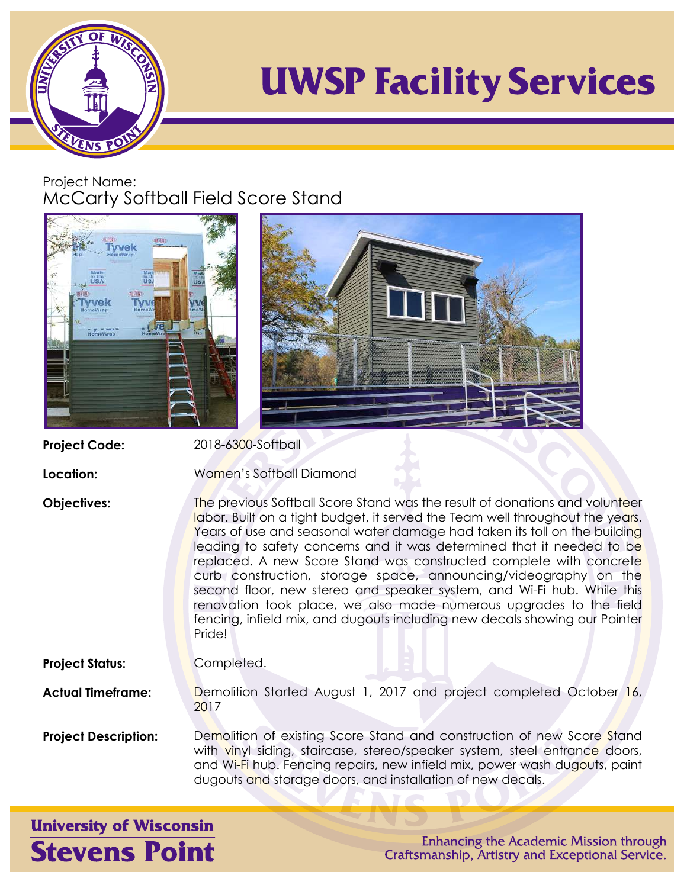# UWSP Facility Services

Project Name:
## McCarty Softball Field Score Stand

**Project Code:** 2018-6300-Softball

**Location:** Women's Softball Diamond

**Objectives:** The previous Softball Score Stand was the result of donations and volunteer labor. Built on a tight budget, it served the Team well throughout the years. Years of use and seasonal water damage had taken its toll on the building leading to safety concerns and it was determined that it needed to be replaced. A new Score Stand was constructed complete with concrete curb construction, storage space, announcing/videography on the second floor, new stereo and speaker system, and Wi-Fi hub. While this renovation took place, we also made numerous upgrades to the field fencing, infield mix, and dugouts including new decals showing our Pointer Pride!

**Project Status:** Completed.

**Actual Timeframe:** Demolition Started August 1, 2017 and project completed October 16, 2017

**Project Description:** Demolition of existing Score Stand and construction of new Score Stand with vinyl siding, staircase, stereo/speaker system, steel entrance doors, and Wi-Fi hub. Fencing repairs, new infield mix, power wash dugouts, paint dugouts and storage doors, and installation of new decals.

University of Wisconsin
**Stevens Point**

Enhancing the Academic Mission through Craftsmanship, Artistry and Exceptional Service.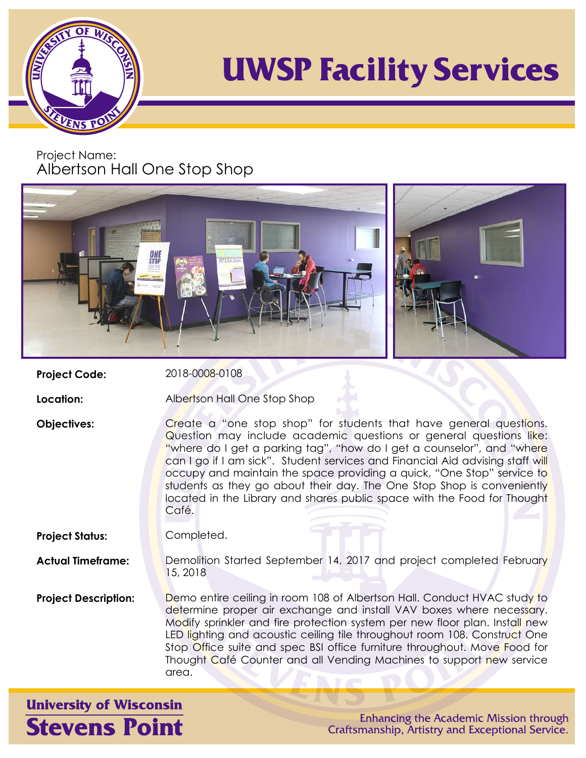# UWSP Facility Services

Project Name:
## Albertson Hall One Stop Shop

**Project Code:** 2018-0008-0108

**Location:** Albertson Hall One Stop Shop

**Objectives:** Create a "one stop shop" for students that have general questions. Question may include academic questions or general questions like: "where do I get a parking tag", "how do I get a counselor", and "where can I go if I am sick". Student services and Financial Aid advising staff will occupy and maintain the space providing a quick, "One Stop" service to students as they go about their day. The One Stop Shop is conveniently located in the Library and shares public space with the Food for Thought Café.

**Project Status:** Completed.

**Actual Timeframe:** Demolition Started September 14, 2017 and project completed February 15, 2018

**Project Description:** Demo entire ceiling in room 108 of Albertson Hall. Conduct HVAC study to determine proper air exchange and install VAV boxes where necessary. Modify sprinkler and fire protection system per new floor plan. Install new LED lighting and acoustic ceiling tile throughout room 108. Construct One Stop Office suite and spec BSI office furniture throughout. Move Food for Thought Café Counter and all Vending Machines to support new service area.

University of Wisconsin
Stevens Point

Enhancing the Academic Mission through Craftsmanship, Artistry and Exceptional Service.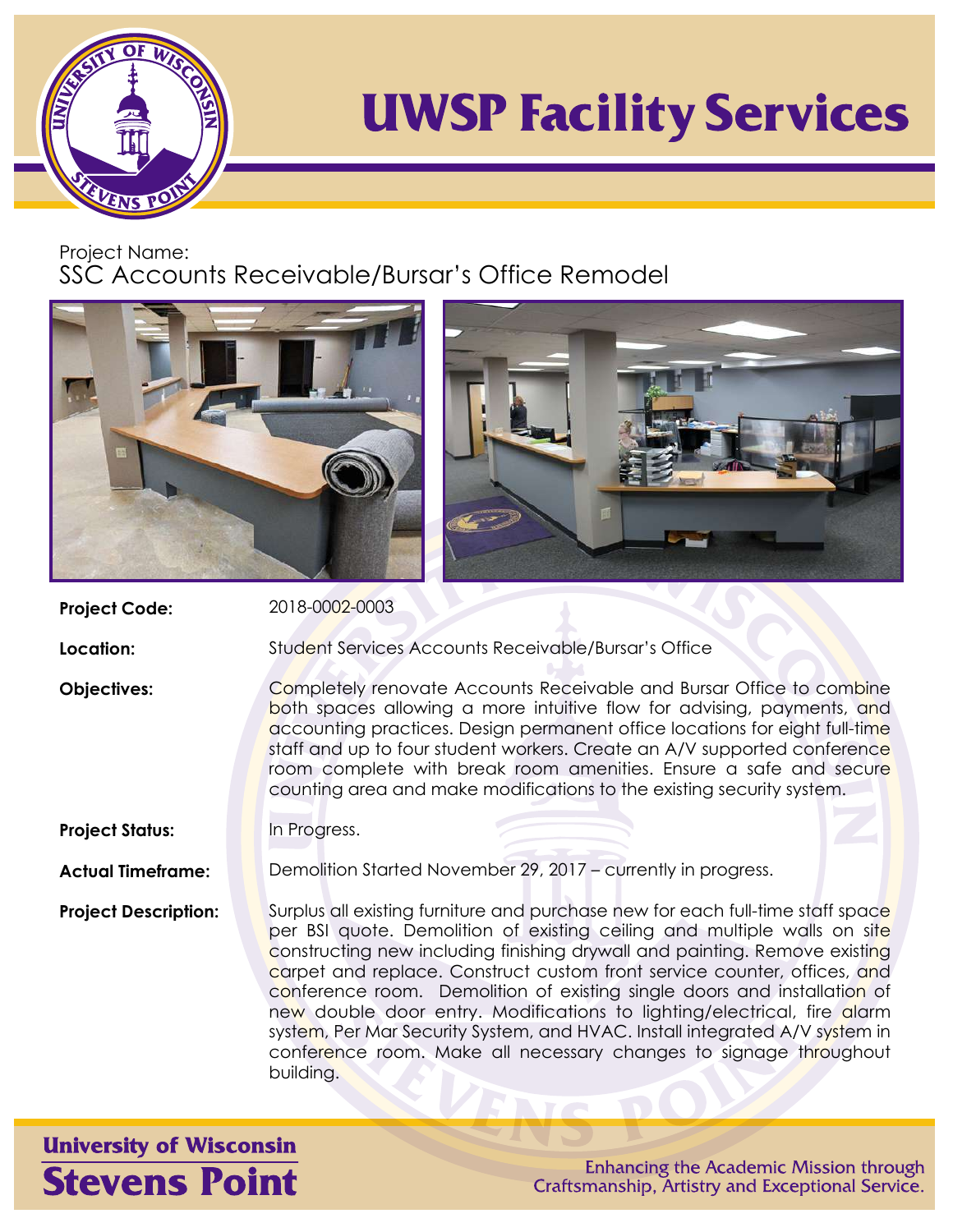# UWSP Facility Services

Project Name:
## SSC Accounts Receivable/Bursar's Office Remodel

**Project Code:** 2018-0002-0003

**Location:** Student Services Accounts Receivable/Bursar's Office

**Objectives:** Completely renovate Accounts Receivable and Bursar Office to combine both spaces allowing a more intuitive flow for advising, payments, and accounting practices. Design permanent office locations for eight full-time staff and up to four student workers. Create an A/V supported conference room complete with break room amenities. Ensure a safe and secure counting area and make modifications to the existing security system.

**Project Status:** In Progress.

**Actual Timeframe:** Demolition Started November 29, 2017 – currently in progress.

**Project Description:** Surplus all existing furniture and purchase new for each full-time staff space per BSI quote. Demolition of existing ceiling and multiple walls on site constructing new including finishing drywall and painting. Remove existing carpet and replace. Construct custom front service counter, offices, and conference room. Demolition of existing single doors and installation of new double door entry. Modifications to lighting/electrical, fire alarm system, Per Mar Security System, and HVAC. Install integrated A/V system in conference room. Make all necessary changes to signage throughout building.

University of Wisconsin
Stevens Point

Enhancing the Academic Mission through Craftsmanship, Artistry and Exceptional Service.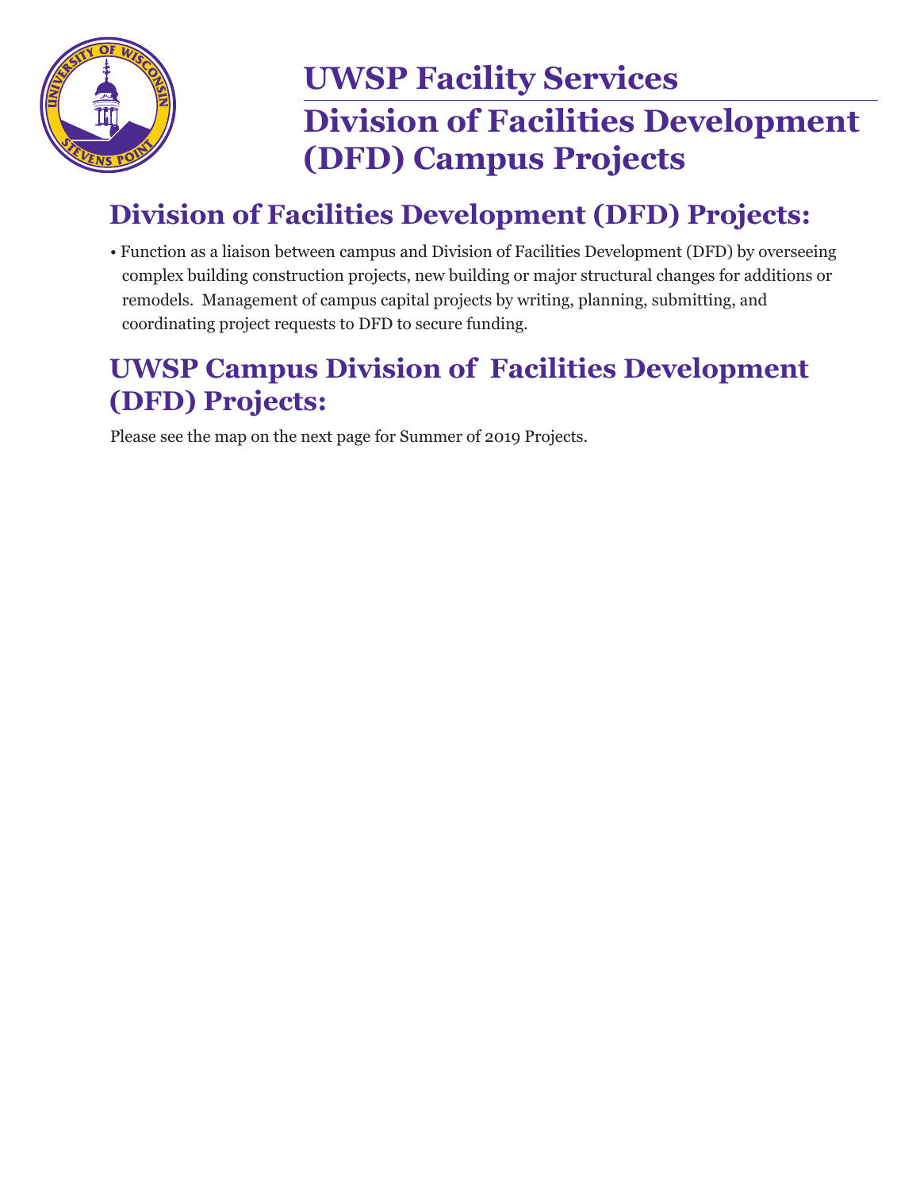# UWSP Facility Services

# Division of Facilities Development (DFD) Campus Projects

## Division of Facilities Development (DFD) Projects:

- Function as a liaison between campus and Division of Facilities Development (DFD) by overseeing complex building construction projects, new building or major structural changes for additions or remodels. Management of campus capital projects by writing, planning, submitting, and coordinating project requests to DFD to secure funding.

## UWSP Campus Division of Facilities Development (DFD) Projects:

Please see the map on the next page for Summer of 2019 Projects.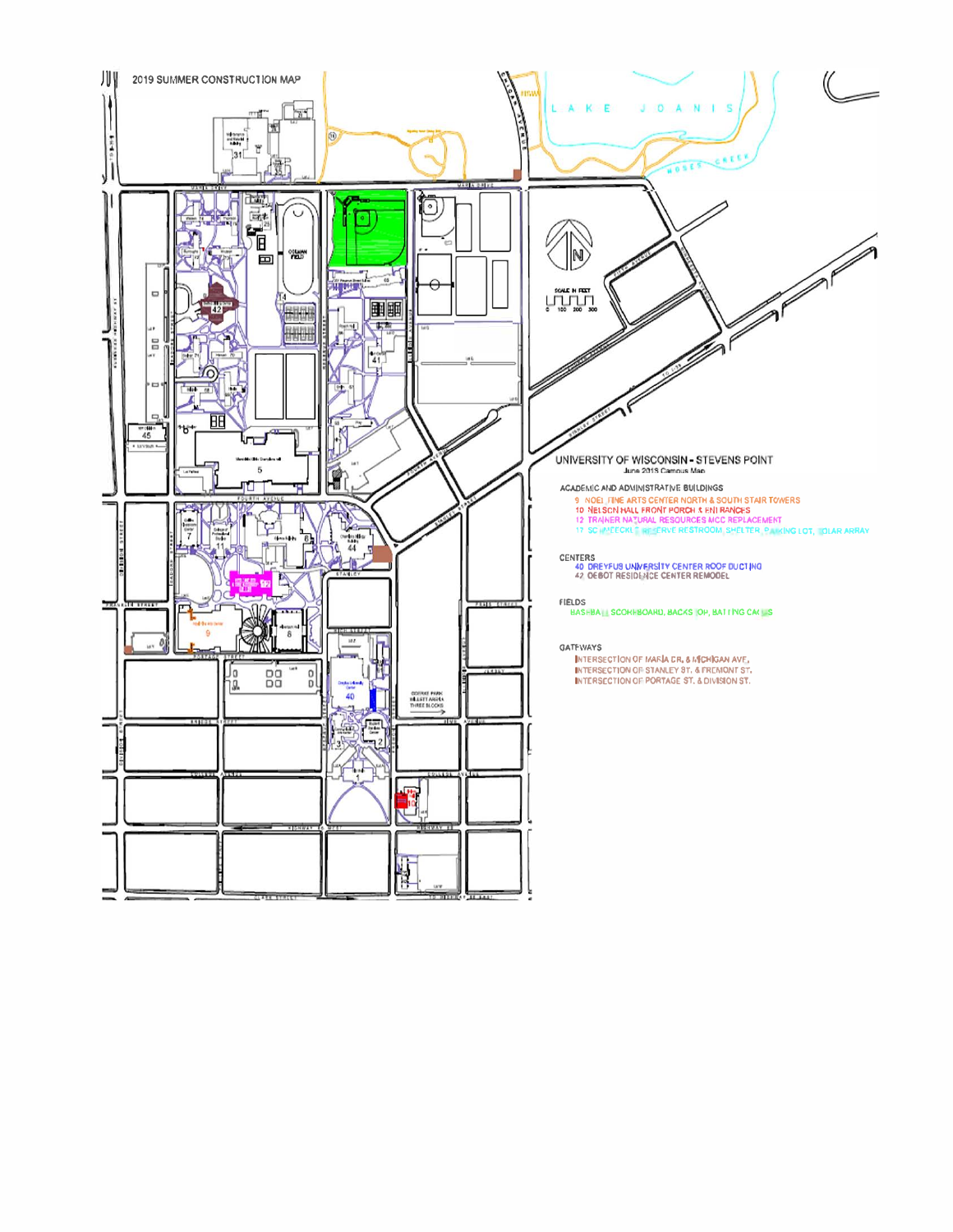2019 SUMMER CONSTRUCTION MAP

UNIVERSITY OF WISCONSIN - STEVENS POINT

June 2018 Campus Map

ACADEMIC AND ADMINISTRATIVE BUILDINGS

9 NOEL FINE ARTS CENTER NORTH & SOUTH STAIR TOWERS
10 NELSON HALL FRONT PORCH & ENTRANCES
12 TRAINER NATURAL RESOURCES MCC REPLACEMENT
17 SCHMEECKLE RESERVE RESTROOM, SHELTER, PARKING LOT, SOLAR ARRAY

CENTERS

40 DREYFUS UNIVERSITY CENTER ROOF DUCTING
42 DEBOT RESIDENCE CENTER REMODEL

FIELDS

BASEBALL SCOREBOARD, BACKSTOP, BATTING CAGES

GATEWAYS

INTERSECTION OF MARIA DR. & MICHIGAN AVE.
INTERSECTION OF STANLEY ST. & FREMONT ST.
INTERSECTION OF PORTAGE ST. & DIVISION ST.